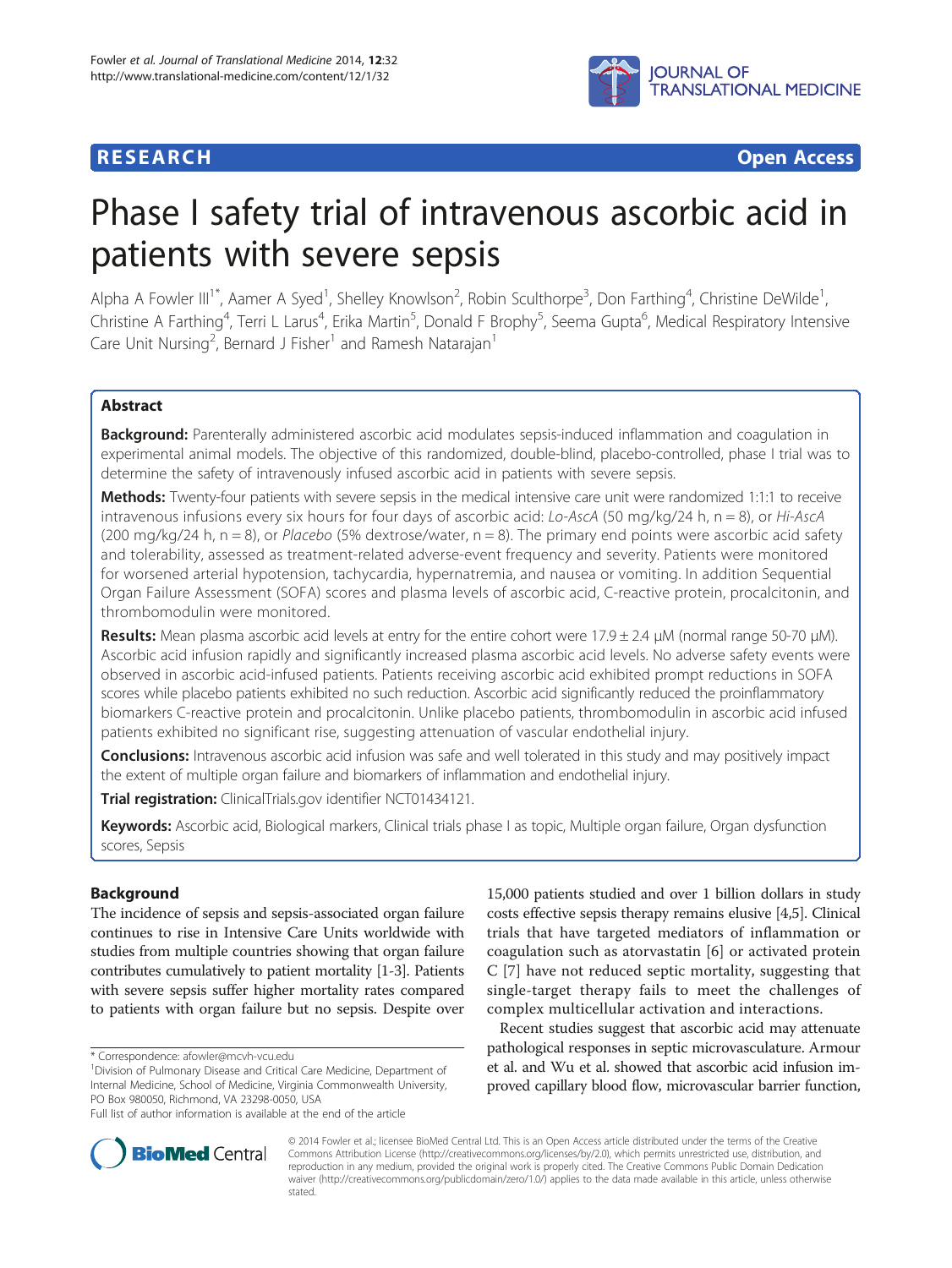**RESEARCH** **Open Access**

# Phase I safety trial of intravenous ascorbic acid in patients with severe sepsis

Alpha A Fowler III[1*], Aamer A Syed[1], Shelley Knowlson[2], Robin Sculthorpe[3], Don Farthing[4], Christine DeWilde[1], Christine A Farthing[4], Terri L Larus[4], Erika Martin[5], Donald F Brophy[5], Seema Gupta[6], Medical Respiratory Intensive Care Unit Nursing[2], Bernard J Fisher[1] and Ramesh Natarajan[1]

## Abstract

**Background:** Parenterally administered ascorbic acid modulates sepsis-induced inflammation and coagulation in experimental animal models. The objective of this randomized, double-blind, placebo-controlled, phase I trial was to determine the safety of intravenously infused ascorbic acid in patients with severe sepsis.

**Methods:** Twenty-four patients with severe sepsis in the medical intensive care unit were randomized 1:1:1 to receive intravenous infusions every six hours for four days of ascorbic acid: *Lo-AscA* (50 mg/kg/24 h, n = 8), or *Hi-AscA* (200 mg/kg/24 h, n = 8), or *Placebo* (5% dextrose/water, n = 8). The primary end points were ascorbic acid safety and tolerability, assessed as treatment-related adverse-event frequency and severity. Patients were monitored for worsened arterial hypotension, tachycardia, hypernatremia, and nausea or vomiting. In addition Sequential Organ Failure Assessment (SOFA) scores and plasma levels of ascorbic acid, C-reactive protein, procalcitonin, and thrombomodulin were monitored.

**Results:** Mean plasma ascorbic acid levels at entry for the entire cohort were 17.9 ± 2.4 μM (normal range 50-70 μM). Ascorbic acid infusion rapidly and significantly increased plasma ascorbic acid levels. No adverse safety events were observed in ascorbic acid-infused patients. Patients receiving ascorbic acid exhibited prompt reductions in SOFA scores while placebo patients exhibited no such reduction. Ascorbic acid significantly reduced the proinflammatory biomarkers C-reactive protein and procalcitonin. Unlike placebo patients, thrombomodulin in ascorbic acid infused patients exhibited no significant rise, suggesting attenuation of vascular endothelial injury.

**Conclusions:** Intravenous ascorbic acid infusion was safe and well tolerated in this study and may positively impact the extent of multiple organ failure and biomarkers of inflammation and endothelial injury.

**Trial registration:** ClinicalTrials.gov identifier NCT01434121.

**Keywords:** Ascorbic acid, Biological markers, Clinical trials phase I as topic, Multiple organ failure, Organ dysfunction scores, Sepsis

## Background

The incidence of sepsis and sepsis-associated organ failure continues to rise in Intensive Care Units worldwide with studies from multiple countries showing that organ failure contributes cumulatively to patient mortality [1-3]. Patients with severe sepsis suffer higher mortality rates compared to patients with organ failure but no sepsis. Despite over 15,000 patients studied and over 1 billion dollars in study costs effective sepsis therapy remains elusive [4,5]. Clinical trials that have targeted mediators of inflammation or coagulation such as atorvastatin [6] or activated protein C [7] have not reduced septic mortality, suggesting that single-target therapy fails to meet the challenges of complex multicellular activation and interactions.

Recent studies suggest that ascorbic acid may attenuate pathological responses in septic microvasculature. Armour et al. and Wu et al. showed that ascorbic acid infusion improved capillary blood flow, microvascular barrier function,

\* Correspondence: afowler@mcvh-vcu.edu
[1]Division of Pulmonary Disease and Critical Care Medicine, Department of Internal Medicine, School of Medicine, Virginia Commonwealth University, PO Box 980050, Richmond, VA 23298-0050, USA
Full list of author information is available at the end of the article

© 2014 Fowler et al.; licensee BioMed Central Ltd. This is an Open Access article distributed under the terms of the Creative Commons Attribution License (http://creativecommons.org/licenses/by/2.0), which permits unrestricted use, distribution, and reproduction in any medium, provided the original work is properly cited. The Creative Commons Public Domain Dedication waiver (http://creativecommons.org/publicdomain/zero/1.0/) applies to the data made available in this article, unless otherwise stated.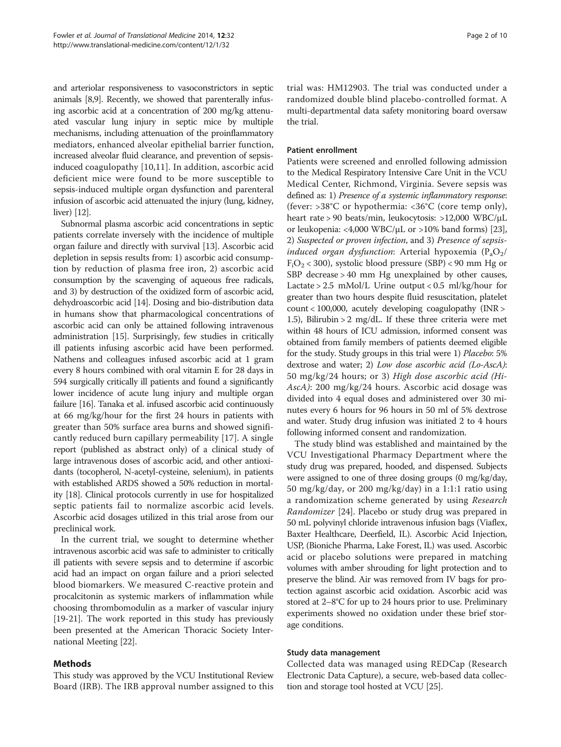and arteriolar responsiveness to vasoconstrictors in septic animals [8,9]. Recently, we showed that parenterally infusing ascorbic acid at a concentration of 200 mg/kg attenuated vascular lung injury in septic mice by multiple mechanisms, including attenuation of the proinflammatory mediators, enhanced alveolar epithelial barrier function, increased alveolar fluid clearance, and prevention of sepsis-induced coagulopathy [10,11]. In addition, ascorbic acid deficient mice were found to be more susceptible to sepsis-induced multiple organ dysfunction and parenteral infusion of ascorbic acid attenuated the injury (lung, kidney, liver) [12].

Subnormal plasma ascorbic acid concentrations in septic patients correlate inversely with the incidence of multiple organ failure and directly with survival [13]. Ascorbic acid depletion in sepsis results from: 1) ascorbic acid consumption by reduction of plasma free iron, 2) ascorbic acid consumption by the scavenging of aqueous free radicals, and 3) by destruction of the oxidized form of ascorbic acid, dehydroascorbic acid [14]. Dosing and bio-distribution data in humans show that pharmacological concentrations of ascorbic acid can only be attained following intravenous administration [15]. Surprisingly, few studies in critically ill patients infusing ascorbic acid have been performed. Nathens and colleagues infused ascorbic acid at 1 gram every 8 hours combined with oral vitamin E for 28 days in 594 surgically critically ill patients and found a significantly lower incidence of acute lung injury and multiple organ failure [16]. Tanaka et al. infused ascorbic acid continuously at 66 mg/kg/hour for the first 24 hours in patients with greater than 50% surface area burns and showed significantly reduced burn capillary permeability [17]. A single report (published as abstract only) of a clinical study of large intravenous doses of ascorbic acid, and other antioxidants (tocopherol, N-acetyl-cysteine, selenium), in patients with established ARDS showed a 50% reduction in mortality [18]. Clinical protocols currently in use for hospitalized septic patients fail to normalize ascorbic acid levels. Ascorbic acid dosages utilized in this trial arose from our preclinical work.

In the current trial, we sought to determine whether intravenous ascorbic acid was safe to administer to critically ill patients with severe sepsis and to determine if ascorbic acid had an impact on organ failure and a priori selected blood biomarkers. We measured C-reactive protein and procalcitonin as systemic markers of inflammation while choosing thrombomodulin as a marker of vascular injury [19-21]. The work reported in this study has previously been presented at the American Thoracic Society International Meeting [22].

## Methods

This study was approved by the VCU Institutional Review Board (IRB). The IRB approval number assigned to this trial was: HM12903. The trial was conducted under a randomized double blind placebo-controlled format. A multi-departmental data safety monitoring board oversaw the trial.

### Patient enrollment

Patients were screened and enrolled following admission to the Medical Respiratory Intensive Care Unit in the VCU Medical Center, Richmond, Virginia. Severe sepsis was defined as: 1) *Presence of a systemic inflammatory response*: (fever: >38°C or hypothermia: <36°C (core temp only), heart rate > 90 beats/min, leukocytosis: >12,000 WBC/μL or leukopenia: <4,000 WBC/μL or >10% band forms) [23], 2) *Suspected or proven infection*, and 3) *Presence of sepsis-induced organ dysfunction*: Arterial hypoxemia ($P_aO_2$/$F_iO_2$ < 300), systolic blood pressure (SBP) < 90 mm Hg or SBP decrease > 40 mm Hg unexplained by other causes, Lactate > 2.5 mMol/L Urine output < 0.5 ml/kg/hour for greater than two hours despite fluid resuscitation, platelet count < 100,000, acutely developing coagulopathy (INR > 1.5), Bilirubin > 2 mg/dL. If these three criteria were met within 48 hours of ICU admission, informed consent was obtained from family members of patients deemed eligible for the study. Study groups in this trial were 1) *Placebo*: 5% dextrose and water; 2) *Low dose ascorbic acid (Lo-AscA)*: 50 mg/kg/24 hours; or 3) *High dose ascorbic acid (Hi-AscA)*: 200 mg/kg/24 hours. Ascorbic acid dosage was divided into 4 equal doses and administered over 30 minutes every 6 hours for 96 hours in 50 ml of 5% dextrose and water. Study drug infusion was initiated 2 to 4 hours following informed consent and randomization.

The study blind was established and maintained by the VCU Investigational Pharmacy Department where the study drug was prepared, hooded, and dispensed. Subjects were assigned to one of three dosing groups (0 mg/kg/day, 50 mg/kg/day, or 200 mg/kg/day) in a 1:1:1 ratio using a randomization scheme generated by using *Research Randomizer* [24]. Placebo or study drug was prepared in 50 mL polyvinyl chloride intravenous infusion bags (Viaflex, Baxter Healthcare, Deerfield, IL). Ascorbic Acid Injection, USP, (Bioniche Pharma, Lake Forest, IL) was used. Ascorbic acid or placebo solutions were prepared in matching volumes with amber shrouding for light protection and to preserve the blind. Air was removed from IV bags for protection against ascorbic acid oxidation. Ascorbic acid was stored at 2–8°C for up to 24 hours prior to use. Preliminary experiments showed no oxidation under these brief storage conditions.

### Study data management

Collected data was managed using REDCap (Research Electronic Data Capture), a secure, web-based data collection and storage tool hosted at VCU [25].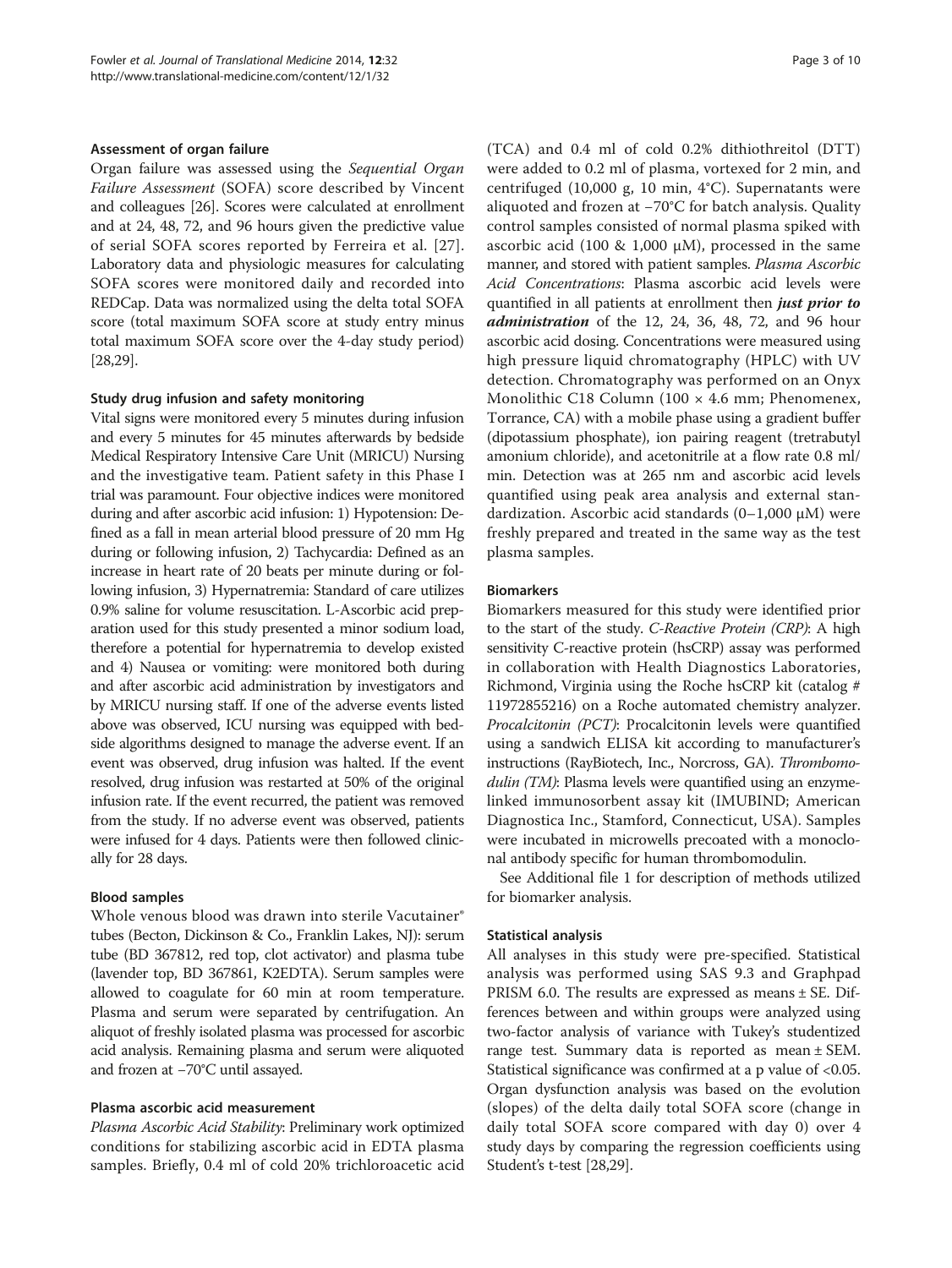#### Assessment of organ failure

Organ failure was assessed using the *Sequential Organ Failure Assessment* (SOFA) score described by Vincent and colleagues [26]. Scores were calculated at enrollment and at 24, 48, 72, and 96 hours given the predictive value of serial SOFA scores reported by Ferreira et al. [27]. Laboratory data and physiologic measures for calculating SOFA scores were monitored daily and recorded into REDCap. Data was normalized using the delta total SOFA score (total maximum SOFA score at study entry minus total maximum SOFA score over the 4-day study period) [28,29].

#### Study drug infusion and safety monitoring

Vital signs were monitored every 5 minutes during infusion and every 5 minutes for 45 minutes afterwards by bedside Medical Respiratory Intensive Care Unit (MRICU) Nursing and the investigative team. Patient safety in this Phase I trial was paramount. Four objective indices were monitored during and after ascorbic acid infusion: 1) Hypotension: Defined as a fall in mean arterial blood pressure of 20 mm Hg during or following infusion, 2) Tachycardia: Defined as an increase in heart rate of 20 beats per minute during or following infusion, 3) Hypernatremia: Standard of care utilizes 0.9% saline for volume resuscitation. L-Ascorbic acid preparation used for this study presented a minor sodium load, therefore a potential for hypernatremia to develop existed and 4) Nausea or vomiting: were monitored both during and after ascorbic acid administration by investigators and by MRICU nursing staff. If one of the adverse events listed above was observed, ICU nursing was equipped with bedside algorithms designed to manage the adverse event. If an event was observed, drug infusion was halted. If the event resolved, drug infusion was restarted at 50% of the original infusion rate. If the event recurred, the patient was removed from the study. If no adverse event was observed, patients were infused for 4 days. Patients were then followed clinically for 28 days.

#### Blood samples

Whole venous blood was drawn into sterile Vacutainer® tubes (Becton, Dickinson & Co., Franklin Lakes, NJ): serum tube (BD 367812, red top, clot activator) and plasma tube (lavender top, BD 367861, K2EDTA). Serum samples were allowed to coagulate for 60 min at room temperature. Plasma and serum were separated by centrifugation. An aliquot of freshly isolated plasma was processed for ascorbic acid analysis. Remaining plasma and serum were aliquoted and frozen at −70°C until assayed.

#### Plasma ascorbic acid measurement

*Plasma Ascorbic Acid Stability*: Preliminary work optimized conditions for stabilizing ascorbic acid in EDTA plasma samples. Briefly, 0.4 ml of cold 20% trichloroacetic acid (TCA) and 0.4 ml of cold 0.2% dithiothreitol (DTT) were added to 0.2 ml of plasma, vortexed for 2 min, and centrifuged (10,000 g, 10 min, 4°C). Supernatants were aliquoted and frozen at −70°C for batch analysis. Quality control samples consisted of normal plasma spiked with ascorbic acid (100 & 1,000 μM), processed in the same manner, and stored with patient samples. *Plasma Ascorbic Acid Concentrations*: Plasma ascorbic acid levels were quantified in all patients at enrollment then ***just prior to administration*** of the 12, 24, 36, 48, 72, and 96 hour ascorbic acid dosing. Concentrations were measured using high pressure liquid chromatography (HPLC) with UV detection. Chromatography was performed on an Onyx Monolithic C18 Column (100 × 4.6 mm; Phenomenex, Torrance, CA) with a mobile phase using a gradient buffer (dipotassium phosphate), ion pairing reagent (tretrabutyl amonium chloride), and acetonitrile at a flow rate 0.8 ml/min. Detection was at 265 nm and ascorbic acid levels quantified using peak area analysis and external standardization. Ascorbic acid standards (0–1,000 μM) were freshly prepared and treated in the same way as the test plasma samples.

#### Biomarkers

Biomarkers measured for this study were identified prior to the start of the study. *C-Reactive Protein (CRP)*: A high sensitivity C-reactive protein (hsCRP) assay was performed in collaboration with Health Diagnostics Laboratories, Richmond, Virginia using the Roche hsCRP kit (catalog # 11972855216) on a Roche automated chemistry analyzer. *Procalcitonin (PCT)*: Procalcitonin levels were quantified using a sandwich ELISA kit according to manufacturer's instructions (RayBiotech, Inc., Norcross, GA). *Thrombomodulin (TM)*: Plasma levels were quantified using an enzyme-linked immunosorbent assay kit (IMUBIND; American Diagnostica Inc., Stamford, Connecticut, USA). Samples were incubated in microwells precoated with a monoclonal antibody specific for human thrombomodulin.

See Additional file 1 for description of methods utilized for biomarker analysis.

#### Statistical analysis

All analyses in this study were pre-specified. Statistical analysis was performed using SAS 9.3 and Graphpad PRISM 6.0. The results are expressed as means ± SE. Differences between and within groups were analyzed using two-factor analysis of variance with Tukey's studentized range test. Summary data is reported as mean ± SEM. Statistical significance was confirmed at a p value of <0.05. Organ dysfunction analysis was based on the evolution (slopes) of the delta daily total SOFA score (change in daily total SOFA score compared with day 0) over 4 study days by comparing the regression coefficients using Student's t-test [28,29].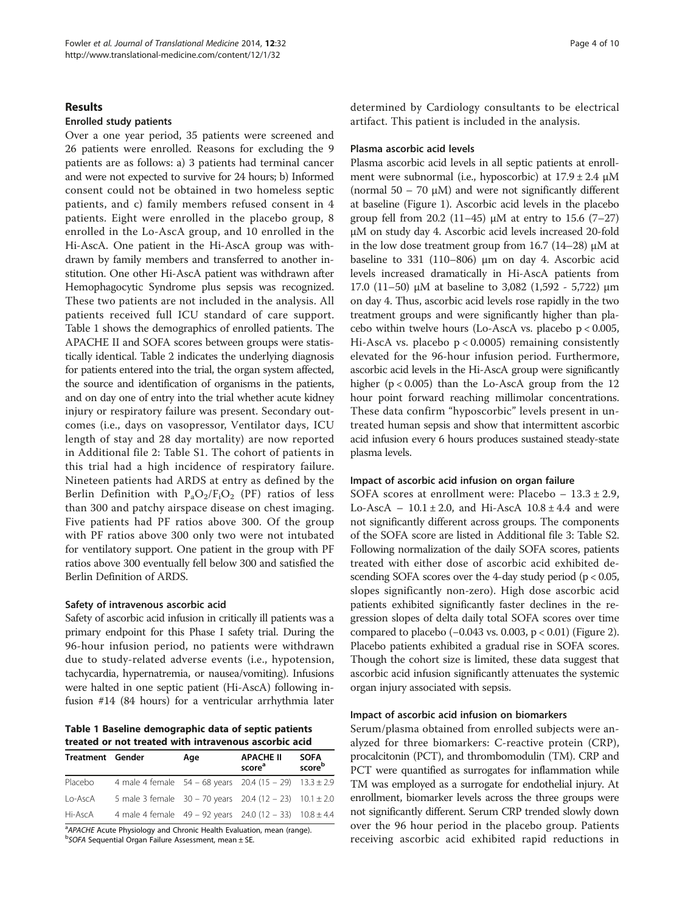## Results

### Enrolled study patients

Over a one year period, 35 patients were screened and 26 patients were enrolled. Reasons for excluding the 9 patients are as follows: a) 3 patients had terminal cancer and were not expected to survive for 24 hours; b) Informed consent could not be obtained in two homeless septic patients, and c) family members refused consent in 4 patients. Eight were enrolled in the placebo group, 8 enrolled in the Lo-AscA group, and 10 enrolled in the Hi-AscA. One patient in the Hi-AscA group was withdrawn by family members and transferred to another institution. One other Hi-AscA patient was withdrawn after Hemophagocytic Syndrome plus sepsis was recognized. These two patients are not included in the analysis. All patients received full ICU standard of care support. Table 1 shows the demographics of enrolled patients. The APACHE II and SOFA scores between groups were statistically identical. Table 2 indicates the underlying diagnosis for patients entered into the trial, the organ system affected, the source and identification of organisms in the patients, and on day one of entry into the trial whether acute kidney injury or respiratory failure was present. Secondary outcomes (i.e., days on vasopressor, Ventilator days, ICU length of stay and 28 day mortality) are now reported in Additional file 2: Table S1. The cohort of patients in this trial had a high incidence of respiratory failure. Nineteen patients had ARDS at entry as defined by the Berlin Definition with $P_aO_2/F_iO_2$ (PF) ratios of less than 300 and patchy airspace disease on chest imaging. Five patients had PF ratios above 300. Of the group with PF ratios above 300 only two were not intubated for ventilatory support. One patient in the group with PF ratios above 300 eventually fell below 300 and satisfied the Berlin Definition of ARDS.

### Safety of intravenous ascorbic acid

Safety of ascorbic acid infusion in critically ill patients was a primary endpoint for this Phase I safety trial. During the 96-hour infusion period, no patients were withdrawn due to study-related adverse events (i.e., hypotension, tachycardia, hypernatremia, or nausea/vomiting). Infusions were halted in one septic patient (Hi-AscA) following infusion #14 (84 hours) for a ventricular arrhythmia later determined by Cardiology consultants to be electrical artifact. This patient is included in the analysis.

**Table 1 Baseline demographic data of septic patients treated or not treated with intravenous ascorbic acid**

| Treatment | Gender | Age | APACHE II score[a] | SOFA score[b] |
|---|---|---|---|---|
| Placebo | 4 male 4 female | 54 – 68 years | 20.4 (15 – 29) | 13.3 ± 2.9 |
| Lo-AscA | 5 male 3 female | 30 – 70 years | 20.4 (12 – 23) | 10.1 ± 2.0 |
| Hi-AscA | 4 male 4 female | 49 – 92 years | 24.0 (12 – 33) | 10.8 ± 4.4 |

[a]*APACHE* Acute Physiology and Chronic Health Evaluation, mean (range).
[b]*SOFA* Sequential Organ Failure Assessment, mean ± SE.

### Plasma ascorbic acid levels

Plasma ascorbic acid levels in all septic patients at enrollment were subnormal (i.e., hyposcorbic) at 17.9 ± 2.4 μM (normal 50 – 70 μM) and were not significantly different at baseline (Figure 1). Ascorbic acid levels in the placebo group fell from 20.2 (11–45) μM at entry to 15.6 (7–27) μM on study day 4. Ascorbic acid levels increased 20-fold in the low dose treatment group from 16.7 (14–28) μM at baseline to 331 (110–806) μm on day 4. Ascorbic acid levels increased dramatically in Hi-AscA patients from 17.0 (11–50) μM at baseline to 3,082 (1,592 - 5,722) μm on day 4. Thus, ascorbic acid levels rose rapidly in the two treatment groups and were significantly higher than placebo within twelve hours (Lo-AscA vs. placebo $p < 0.005$, Hi-AscA vs. placebo $p < 0.0005$) remaining consistently elevated for the 96-hour infusion period. Furthermore, ascorbic acid levels in the Hi-AscA group were significantly higher ($p < 0.005$) than the Lo-AscA group from the 12 hour point forward reaching millimolar concentrations. These data confirm "hyposcorbic" levels present in untreated human sepsis and show that intermittent ascorbic acid infusion every 6 hours produces sustained steady-state plasma levels.

### Impact of ascorbic acid infusion on organ failure

SOFA scores at enrollment were: Placebo – 13.3 ± 2.9, Lo-AscA – 10.1 ± 2.0, and Hi-AscA 10.8 ± 4.4 and were not significantly different across groups. The components of the SOFA score are listed in Additional file 3: Table S2. Following normalization of the daily SOFA scores, patients treated with either dose of ascorbic acid exhibited descending SOFA scores over the 4-day study period ($p < 0.05$, slopes significantly non-zero). High dose ascorbic acid patients exhibited significantly faster declines in the regression slopes of delta daily total SOFA scores over time compared to placebo (−0.043 vs. 0.003, $p < 0.01$) (Figure 2). Placebo patients exhibited a gradual rise in SOFA scores. Though the cohort size is limited, these data suggest that ascorbic acid infusion significantly attenuates the systemic organ injury associated with sepsis.

### Impact of ascorbic acid infusion on biomarkers

Serum/plasma obtained from enrolled subjects were analyzed for three biomarkers: C-reactive protein (CRP), procalcitonin (PCT), and thrombomodulin (TM). CRP and PCT were quantified as surrogates for inflammation while TM was employed as a surrogate for endothelial injury. At enrollment, biomarker levels across the three groups were not significantly different. Serum CRP trended slowly down over the 96 hour period in the placebo group. Patients receiving ascorbic acid exhibited rapid reductions in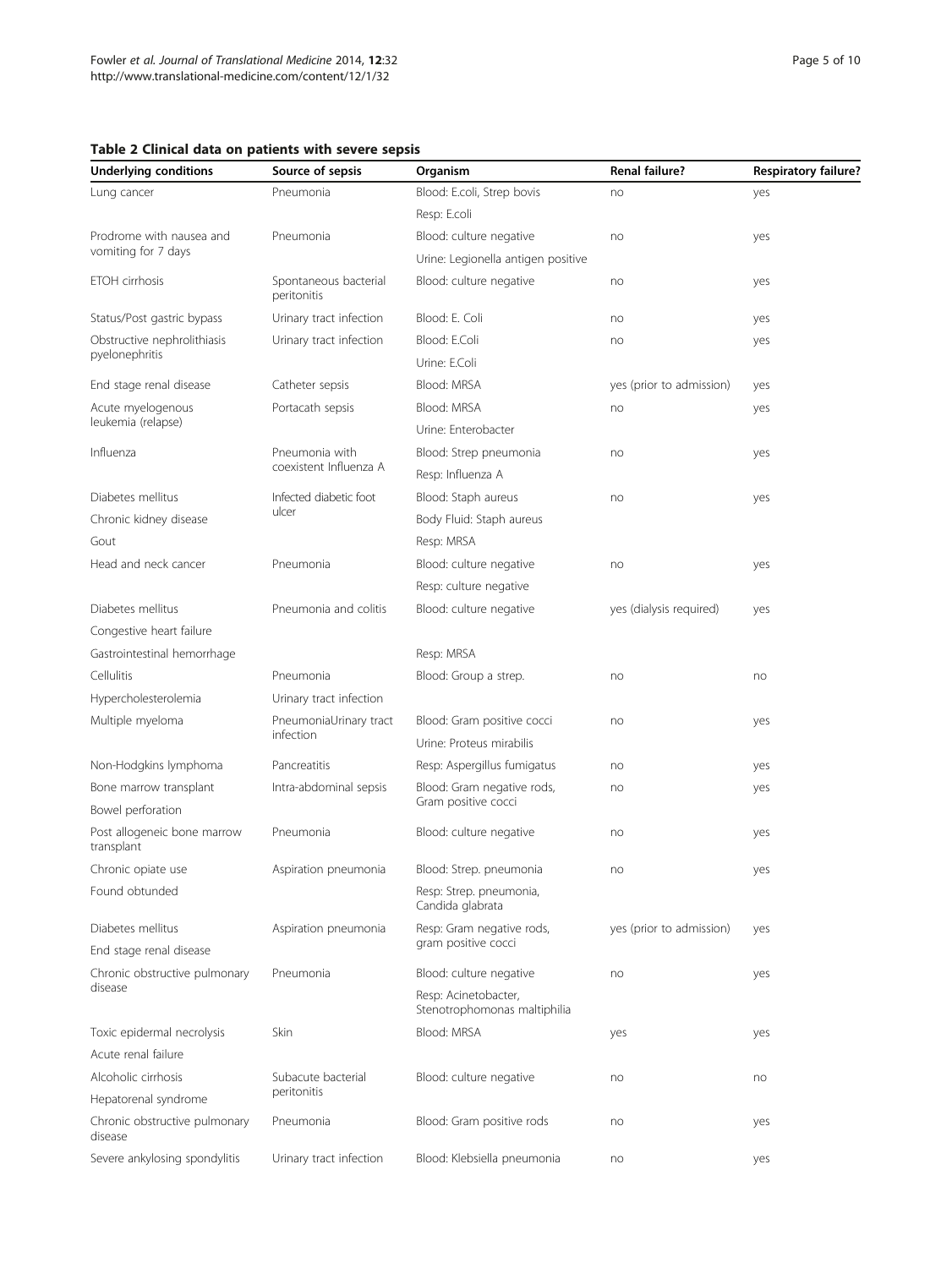**Table 2 Clinical data on patients with severe sepsis**

| Underlying conditions | Source of sepsis | Organism | Renal failure? | Respiratory failure? |
|---|---|---|---|---|
| Lung cancer | Pneumonia | Blood: E.coli, Strep bovis | no | yes |
| | | Resp: E.coli | | |
| Prodrome with nausea and vomiting for 7 days | Pneumonia | Blood: culture negative | no | yes |
| | | Urine: Legionella antigen positive | | |
| ETOH cirrhosis | Spontaneous bacterial peritonitis | Blood: culture negative | no | yes |
| Status/Post gastric bypass | Urinary tract infection | Blood: E. Coli | no | yes |
| Obstructive nephrolithiasis pyelonephritis | Urinary tract infection | Blood: E.Coli | no | yes |
| | | Urine: E.Coli | | |
| End stage renal disease | Catheter sepsis | Blood: MRSA | yes (prior to admission) | yes |
| Acute myelogenous leukemia (relapse) | Portacath sepsis | Blood: MRSA | no | yes |
| | | Urine: Enterobacter | | |
| Influenza | Pneumonia with coexistent Influenza A | Blood: Strep pneumonia | no | yes |
| | | Resp: Influenza A | | |
| Diabetes mellitus | Infected diabetic foot ulcer | Blood: Staph aureus | no | yes |
| Chronic kidney disease | | Body Fluid: Staph aureus | | |
| Gout | | Resp: MRSA | | |
| Head and neck cancer | Pneumonia | Blood: culture negative | no | yes |
| | | Resp: culture negative | | |
| Diabetes mellitus | Pneumonia and colitis | Blood: culture negative | yes (dialysis required) | yes |
| Congestive heart failure | | | | |
| Gastrointestinal hemorrhage | | Resp: MRSA | | |
| Cellulitis | Pneumonia | Blood: Group a strep. | no | no |
| Hypercholesterolemia | Urinary tract infection | | | |
| Multiple myeloma | PneumoniaUrinary tract infection | Blood: Gram positive cocci | no | yes |
| | | Urine: Proteus mirabilis | | |
| Non-Hodgkins lymphoma | Pancreatitis | Resp: Aspergillus fumigatus | no | yes |
| Bone marrow transplant | Intra-abdominal sepsis | Blood: Gram negative rods, Gram positive cocci | no | yes |
| Bowel perforation | | | | |
| Post allogeneic bone marrow transplant | Pneumonia | Blood: culture negative | no | yes |
| Chronic opiate use | Aspiration pneumonia | Blood: Strep. pneumonia | no | yes |
| Found obtunded | | Resp: Strep. pneumonia, Candida glabrata | | |
| Diabetes mellitus | Aspiration pneumonia | Resp: Gram negative rods, gram positive cocci | yes (prior to admission) | yes |
| End stage renal disease | | | | |
| Chronic obstructive pulmonary disease | Pneumonia | Blood: culture negative | no | yes |
| | | Resp: Acinetobacter, Stenotrophomonas maltiphilia | | |
| Toxic epidermal necrolysis | Skin | Blood: MRSA | yes | yes |
| Acute renal failure | | | | |
| Alcoholic cirrhosis | Subacute bacterial peritonitis | Blood: culture negative | no | no |
| Hepatorenal syndrome | | | | |
| Chronic obstructive pulmonary disease | Pneumonia | Blood: Gram positive rods | no | yes |
| Severe ankylosing spondylitis | Urinary tract infection | Blood: Klebsiella pneumonia | no | yes |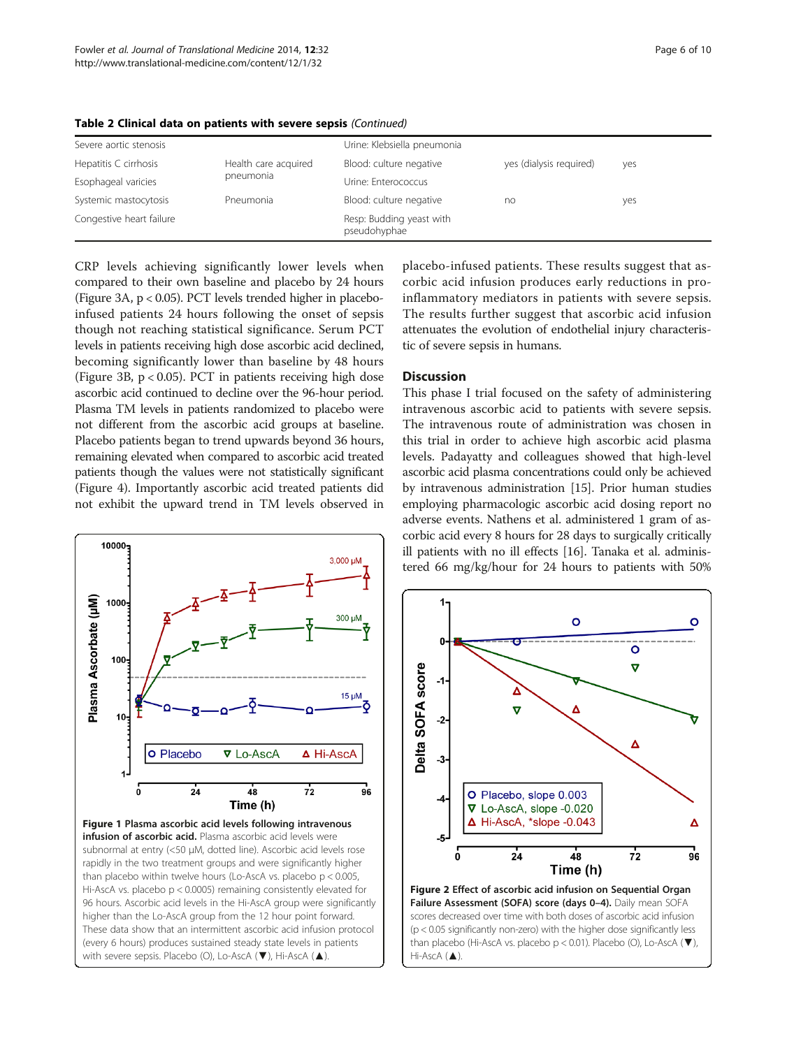**Table 2 Clinical data on patients with severe sepsis** *(Continued)*

| | | | | |
|---|---|---|---|---|
| Severe aortic stenosis | | Urine: Klebsiella pneumonia | | |
| Hepatitis C cirrhosis | Health care acquired pneumonia | Blood: culture negative | yes (dialysis required) | yes |
| Esophageal varicies | | Urine: Enterococcus | | |
| Systemic mastocytosis | Pneumonia | Blood: culture negative | no | yes |
| Congestive heart failure | | Resp: Budding yeast with pseudohyphae | | |

CRP levels achieving significantly lower levels when compared to their own baseline and placebo by 24 hours (Figure 3A, $p < 0.05$). PCT levels trended higher in placebo-infused patients 24 hours following the onset of sepsis though not reaching statistical significance. Serum PCT levels in patients receiving high dose ascorbic acid declined, becoming significantly lower than baseline by 48 hours (Figure 3B, $p < 0.05$). PCT in patients receiving high dose ascorbic acid continued to decline over the 96-hour period. Plasma TM levels in patients randomized to placebo were not different from the ascorbic acid groups at baseline. Placebo patients began to trend upwards beyond 36 hours, remaining elevated when compared to ascorbic acid treated patients though the values were not statistically significant (Figure 4). Importantly ascorbic acid treated patients did not exhibit the upward trend in TM levels observed in placebo-infused patients. These results suggest that ascorbic acid infusion produces early reductions in pro-inflammatory mediators in patients with severe sepsis. The results further suggest that ascorbic acid infusion attenuates the evolution of endothelial injury characteristic of severe sepsis in humans.

**Figure 1 Plasma ascorbic acid levels following intravenous infusion of ascorbic acid.** Plasma ascorbic acid levels were subnormal at entry (<50 μM, dotted line). Ascorbic acid levels rose rapidly in the two treatment groups and were significantly higher than placebo within twelve hours (Lo-AscA vs. placebo $p < 0.005$, Hi-AscA vs. placebo $p < 0.0005$) remaining consistently elevated for 96 hours. Ascorbic acid levels in the Hi-AscA group were significantly higher than the Lo-AscA group from the 12 hour point forward. These data show that an intermittent ascorbic acid infusion protocol (every 6 hours) produces sustained steady state levels in patients with severe sepsis. Placebo (O), Lo-AscA (▼), Hi-AscA (▲).

## Discussion

This phase I trial focused on the safety of administering intravenous ascorbic acid to patients with severe sepsis. The intravenous route of administration was chosen in this trial in order to achieve high ascorbic acid plasma levels. Padayatty and colleagues showed that high-level ascorbic acid plasma concentrations could only be achieved by intravenous administration [15]. Prior human studies employing pharmacologic ascorbic acid dosing report no adverse events. Nathens et al. administered 1 gram of ascorbic acid every 8 hours for 28 days to surgically critically ill patients with no ill effects [16]. Tanaka et al. administered 66 mg/kg/hour for 24 hours to patients with 50%

**Figure 2 Effect of ascorbic acid infusion on Sequential Organ Failure Assessment (SOFA) score (days 0–4).** Daily mean SOFA scores decreased over time with both doses of ascorbic acid infusion ($p < 0.05$ significantly non-zero) with the higher dose significantly less than placebo (Hi-AscA vs. placebo $p < 0.01$). Placebo (O), Lo-AscA (▼), Hi-AscA (▲).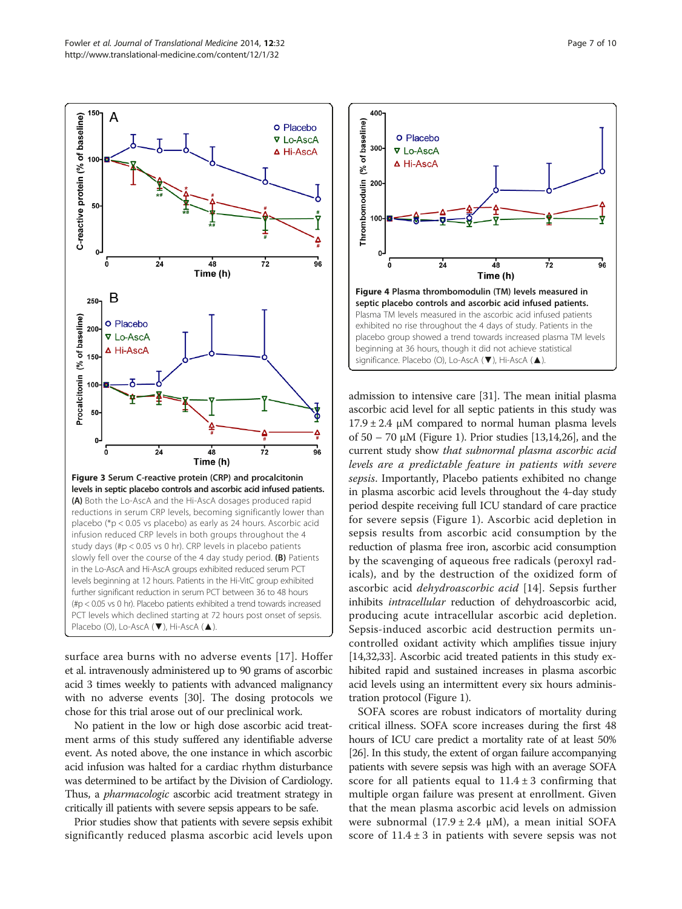**Figure 3 Serum C-reactive protein (CRP) and procalcitonin levels in septic placebo controls and ascorbic acid infused patients.** **(A)** Both the Lo-AscA and the Hi-AscA dosages produced rapid reductions in serum CRP levels, becoming significantly lower than placebo (*p < 0.05 vs placebo) as early as 24 hours. Ascorbic acid infusion reduced CRP levels in both groups throughout the 4 study days (#p < 0.05 vs 0 hr). CRP levels in placebo patients slowly fell over the course of the 4 day study period. **(B)** Patients in the Lo-AscA and Hi-AscA groups exhibited reduced serum PCT levels beginning at 12 hours. Patients in the Hi-VitC group exhibited further significant reduction in serum PCT between 36 to 48 hours (#p < 0.05 vs 0 hr). Placebo patients exhibited a trend towards increased PCT levels which declined starting at 72 hours post onset of sepsis. Placebo (O), Lo-AscA (▼), Hi-AscA (▲).

**Figure 4 Plasma thrombomodulin (TM) levels measured in septic placebo controls and ascorbic acid infused patients.** Plasma TM levels measured in the ascorbic acid infused patients exhibited no rise throughout the 4 days of study. Patients in the placebo group showed a trend towards increased plasma TM levels beginning at 36 hours, though it did not achieve statistical significance. Placebo (O), Lo-AscA (▼), Hi-AscA (▲).

surface area burns with no adverse events [17]. Hoffer et al. intravenously administered up to 90 grams of ascorbic acid 3 times weekly to patients with advanced malignancy with no adverse events [30]. The dosing protocols we chose for this trial arose out of our preclinical work.

No patient in the low or high dose ascorbic acid treatment arms of this study suffered any identifiable adverse event. As noted above, the one instance in which ascorbic acid infusion was halted for a cardiac rhythm disturbance was determined to be artifact by the Division of Cardiology. Thus, a *pharmacologic* ascorbic acid treatment strategy in critically ill patients with severe sepsis appears to be safe.

Prior studies show that patients with severe sepsis exhibit significantly reduced plasma ascorbic acid levels upon admission to intensive care [31]. The mean initial plasma ascorbic acid level for all septic patients in this study was 17.9 ± 2.4 μM compared to normal human plasma levels of 50 – 70 μM (Figure 1). Prior studies [13,14,26], and the current study show *that subnormal plasma ascorbic acid levels are a predictable feature in patients with severe sepsis*. Importantly, Placebo patients exhibited no change in plasma ascorbic acid levels throughout the 4-day study period despite receiving full ICU standard of care practice for severe sepsis (Figure 1). Ascorbic acid depletion in sepsis results from ascorbic acid consumption by the reduction of plasma free iron, ascorbic acid consumption by the scavenging of aqueous free radicals (peroxyl radicals), and by the destruction of the oxidized form of ascorbic acid *dehydroascorbic acid* [14]. Sepsis further inhibits *intracellular* reduction of dehydroascorbic acid, producing acute intracellular ascorbic acid depletion. Sepsis-induced ascorbic acid destruction permits uncontrolled oxidant activity which amplifies tissue injury [14,32,33]. Ascorbic acid treated patients in this study exhibited rapid and sustained increases in plasma ascorbic acid levels using an intermittent every six hours administration protocol (Figure 1).

SOFA scores are robust indicators of mortality during critical illness. SOFA score increases during the first 48 hours of ICU care predict a mortality rate of at least 50% [26]. In this study, the extent of organ failure accompanying patients with severe sepsis was high with an average SOFA score for all patients equal to 11.4 ± 3 confirming that multiple organ failure was present at enrollment. Given that the mean plasma ascorbic acid levels on admission were subnormal (17.9 ± 2.4 μM), a mean initial SOFA score of 11.4 ± 3 in patients with severe sepsis was not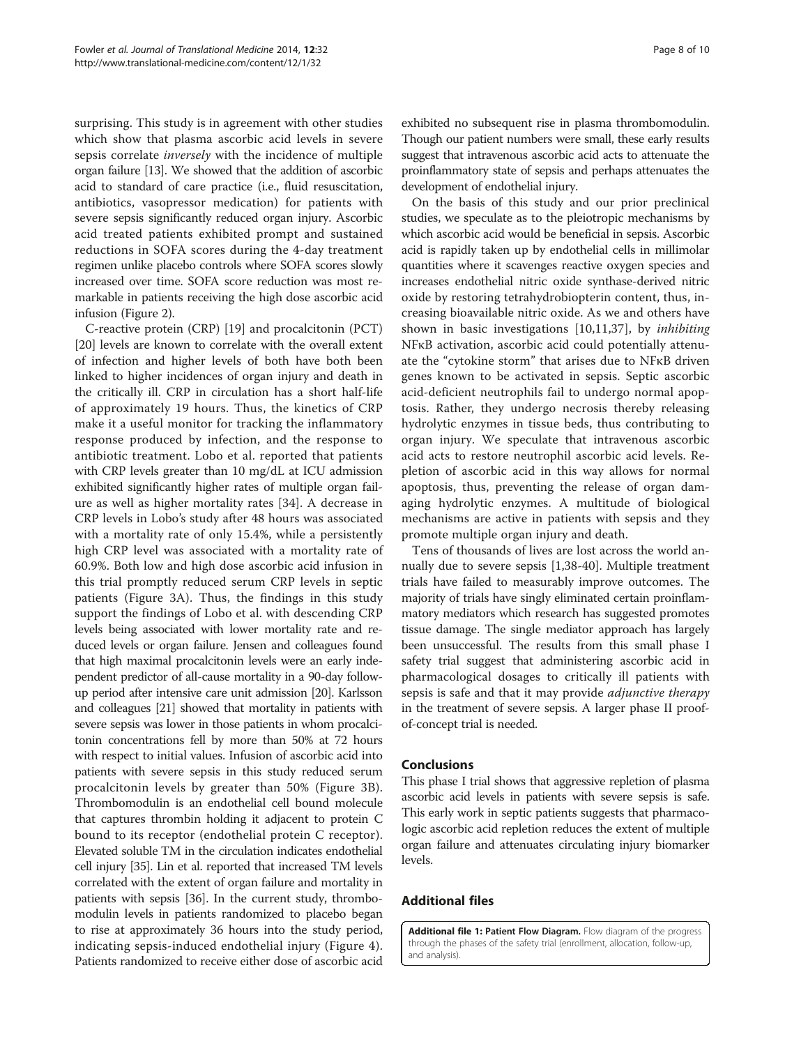surprising. This study is in agreement with other studies which show that plasma ascorbic acid levels in severe sepsis correlate *inversely* with the incidence of multiple organ failure [13]. We showed that the addition of ascorbic acid to standard of care practice (i.e., fluid resuscitation, antibiotics, vasopressor medication) for patients with severe sepsis significantly reduced organ injury. Ascorbic acid treated patients exhibited prompt and sustained reductions in SOFA scores during the 4-day treatment regimen unlike placebo controls where SOFA scores slowly increased over time. SOFA score reduction was most remarkable in patients receiving the high dose ascorbic acid infusion (Figure 2).

C-reactive protein (CRP) [19] and procalcitonin (PCT) [20] levels are known to correlate with the overall extent of infection and higher levels of both have both been linked to higher incidences of organ injury and death in the critically ill. CRP in circulation has a short half-life of approximately 19 hours. Thus, the kinetics of CRP make it a useful monitor for tracking the inflammatory response produced by infection, and the response to antibiotic treatment. Lobo et al. reported that patients with CRP levels greater than 10 mg/dL at ICU admission exhibited significantly higher rates of multiple organ failure as well as higher mortality rates [34]. A decrease in CRP levels in Lobo's study after 48 hours was associated with a mortality rate of only 15.4%, while a persistently high CRP level was associated with a mortality rate of 60.9%. Both low and high dose ascorbic acid infusion in this trial promptly reduced serum CRP levels in septic patients (Figure 3A). Thus, the findings in this study support the findings of Lobo et al. with descending CRP levels being associated with lower mortality rate and reduced levels or organ failure. Jensen and colleagues found that high maximal procalcitonin levels were an early independent predictor of all-cause mortality in a 90-day follow-up period after intensive care unit admission [20]. Karlsson and colleagues [21] showed that mortality in patients with severe sepsis was lower in those patients in whom procalcitonin concentrations fell by more than 50% at 72 hours with respect to initial values. Infusion of ascorbic acid into patients with severe sepsis in this study reduced serum procalcitonin levels by greater than 50% (Figure 3B). Thrombomodulin is an endothelial cell bound molecule that captures thrombin holding it adjacent to protein C bound to its receptor (endothelial protein C receptor). Elevated soluble TM in the circulation indicates endothelial cell injury [35]. Lin et al. reported that increased TM levels correlated with the extent of organ failure and mortality in patients with sepsis [36]. In the current study, thrombomodulin levels in patients randomized to placebo began to rise at approximately 36 hours into the study period, indicating sepsis-induced endothelial injury (Figure 4). Patients randomized to receive either dose of ascorbic acid exhibited no subsequent rise in plasma thrombomodulin. Though our patient numbers were small, these early results suggest that intravenous ascorbic acid acts to attenuate the proinflammatory state of sepsis and perhaps attenuates the development of endothelial injury.

On the basis of this study and our prior preclinical studies, we speculate as to the pleiotropic mechanisms by which ascorbic acid would be beneficial in sepsis. Ascorbic acid is rapidly taken up by endothelial cells in millimolar quantities where it scavenges reactive oxygen species and increases endothelial nitric oxide synthase-derived nitric oxide by restoring tetrahydrobiopterin content, thus, increasing bioavailable nitric oxide. As we and others have shown in basic investigations [10,11,37], by *inhibiting* NFκB activation, ascorbic acid could potentially attenuate the "cytokine storm" that arises due to NFκB driven genes known to be activated in sepsis. Septic ascorbic acid-deficient neutrophils fail to undergo normal apoptosis. Rather, they undergo necrosis thereby releasing hydrolytic enzymes in tissue beds, thus contributing to organ injury. We speculate that intravenous ascorbic acid acts to restore neutrophil ascorbic acid levels. Repletion of ascorbic acid in this way allows for normal apoptosis, thus, preventing the release of organ damaging hydrolytic enzymes. A multitude of biological mechanisms are active in patients with sepsis and they promote multiple organ injury and death.

Tens of thousands of lives are lost across the world annually due to severe sepsis [1,38-40]. Multiple treatment trials have failed to measurably improve outcomes. The majority of trials have singly eliminated certain proinflammatory mediators which research has suggested promotes tissue damage. The single mediator approach has largely been unsuccessful. The results from this small phase I safety trial suggest that administering ascorbic acid in pharmacological dosages to critically ill patients with sepsis is safe and that it may provide *adjunctive therapy* in the treatment of severe sepsis. A larger phase II proof-of-concept trial is needed.

## Conclusions

This phase I trial shows that aggressive repletion of plasma ascorbic acid levels in patients with severe sepsis is safe. This early work in septic patients suggests that pharmacologic ascorbic acid repletion reduces the extent of multiple organ failure and attenuates circulating injury biomarker levels.

## Additional files

**Additional file 1: Patient Flow Diagram.** Flow diagram of the progress through the phases of the safety trial (enrollment, allocation, follow-up, and analysis).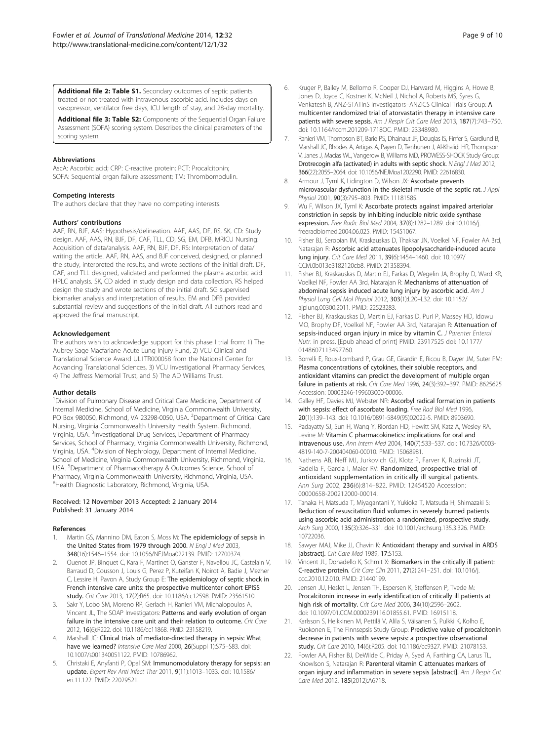**Additional file 2: Table S1.** Secondary outcomes of septic patients treated or not treated with intravenous ascorbic acid. Includes days on vasopressor, ventilator free days, ICU length of stay, and 28-day mortality.

**Additional file 3: Table S2:** Components of the Sequential Organ Failure Assessment (SOFA) scoring system. Describes the clinical parameters of the scoring system.

#### Abbreviations

AscA: Ascorbic acid; CRP: C-reactive protein; PCT: Procalcitonin; SOFA: Sequential organ failure assessment; TM: Thrombomodulin.

#### Competing interests

The authors declare that they have no competing interests.

#### Authors' contributions

AAF, RN, BJF, AAS: Hypothesis/delineation. AAF, AAS, DF, RS, SK, CD: Study design. AAF, AAS, RN, BJF, DF, CAF, TLL, CD, SG, EM, DFB, MRICU Nursing: Acquisition of data/analysis. AAF, RN, BJF, DF, RS: Interpretation of data/writing the article. AAF, RN, AAS, and BJF conceived, designed, or planned the study, interpreted the results, and wrote sections of the initial draft. DF, CAF, and TLL designed, validated and performed the plasma ascorbic acid HPLC analysis. SK, CD aided in study design and data collection. RS helped design the study and wrote sections of the initial draft. SG supervised biomarker analysis and interpretation of results. EM and DFB provided substantial review and suggestions of the initial draft. All authors read and approved the final manuscript.

#### Acknowledgement

The authors wish to acknowledge support for this phase I trial from: 1) The Aubrey Sage Macfarlane Acute Lung Injury Fund, 2) VCU Clinical and Translational Science Award UL1TR000058 from the National Center for Advancing Translational Sciences, 3) VCU Investigational Pharmacy Services, 4) The Jeffress Memorial Trust, and 5) The AD Williams Trust.

#### Author details

[1]Division of Pulmonary Disease and Critical Care Medicine, Department of Internal Medicine, School of Medicine, Virginia Commonwealth University, PO Box 980050, Richmond, VA 23298-0050, USA. [2]Department of Critical Care Nursing, Virginia Commonwealth University Health System, Richmond, Virginia, USA. [3]Investigational Drug Services, Department of Pharmacy Services, School of Pharmacy, Virginia Commonwealth University, Richmond, Virginia, USA. [4]Division of Nephrology, Department of Internal Medicine, School of Medicine, Virginia Commonwealth University, Richmond, Virginia, USA. [5]Department of Pharmacotherapy & Outcomes Science, School of Pharmacy, Virginia Commonwealth University, Richmond, Virginia, USA. [6]Health Diagnostic Laboratory, Richmond, Virginia, USA.

Received: 12 November 2013 Accepted: 2 January 2014
Published: 31 January 2014

#### References

1. Martin GS, Mannino DM, Eaton S, Moss M: **The epidemiology of sepsis in the United States from 1979 through 2000.** *N Engl J Med* 2003, **348**(16):1546–1554. doi: 10.1056/NEJMoa022139. PMID: 12700374.
2. Quenot JP, Binquet C, Kara F, Martinet O, Ganster F, Navellou JC, Castelain V, Barraud D, Cousson J, Louis G, Perez P, Kuteifan K, Noirot A, Badie J, Mezher C, Lessire H, Pavon A, Study Group E: **The epidemiology of septic shock in French intensive care units: the prospective multicenter cohort EPISS study.** *Crit Care* 2013, **17**(2):R65. doi: 10.1186/cc12598. PMID: 23561510.
3. Sakr Y, Lobo SM, Moreno RP, Gerlach H, Ranieri VM, Michalopoulos A, Vincent JL, The SOAP Investigators: **Patterns and early evolution of organ failure in the intensive care unit and their relation to outcome.** *Crit Care* 2012, **16**(6):R222. doi: 10.1186/cc11868. PMID: 23158219.
4. Marshall JC: **Clinical trials of mediator-directed therapy in sepsis: What have we learned?** *Intensive Care Med* 2000, **26**(Suppl 1):S75–S83. doi: 10.1007/s001340051122. PMID: 10786962.
5. Christaki E, Anyfanti P, Opal SM: **Immunomodulatory therapy for sepsis: an update.** *Expert Rev Anti Infect Ther* 2011, **9**(11):1013–1033. doi: 10.1586/eri.11.122. PMID: 22029521.
6. Kruger P, Bailey M, Bellomo R, Cooper DJ, Harward M, Higgins A, Howe B, Jones D, Joyce C, Kostner K, McNeil J, Nichol A, Roberts MS, Syres G, Venkatesh B, ANZ-STATInS Investigators–ANZICS Clinical Trials Group: **A multicenter randomized trial of atorvastatin therapy in intensive care patients with severe sepsis.** *Am J Respir Crit Care Med* 2013, **187**(7):743–750. doi: 10.1164/rccm.201209-1718OC. PMID: 23348980.
7. Ranieri VM, Thompson BT, Barie PS, Dhainaut JF, Douglas IS, Finfer S, Gardlund B, Marshall JC, Rhodes A, Artigas A, Payen D, Tenhunen J, Al-Khalidi HR, Thompson V, Janes J, Macias WL, Vangerow B, Williams MD, PROWESS-SHOCK Study Group: **Drotrecogin alfa (activated) in adults with septic shock.** *N Engl J Med* 2012, **366**(22):2055–2064. doi: 10.1056/NEJMoa1202290. PMID: 22616830.
8. Armour J, Tyml K, Lidington D, Wilson JX: **Ascorbate prevents microvascular dysfunction in the skeletal muscle of the septic rat.** *J Appl Physiol* 2001, **90**(3):795–803. PMID: 11181585.
9. Wu F, Wilson JX, Tyml K: **Ascorbate protects against impaired arteriolar constriction in sepsis by inhibiting inducible nitric oxide synthase expression.** *Free Radic Biol Med* 2004, **37**(8):1282–1289. doi:10.1016/j.freeradbiomed.2004.06.025. PMID: 15451067.
10. Fisher BJ, Seropian IM, Kraskauskas D, Thakkar JN, Voelkel NF, Fowler AA 3rd, Natarajan R: **Ascorbic acid attenuates lipopolysaccharide-induced acute lung injury.** *Crit Care Med* 2011, **39**(6):1454–1460. doi: 10.1097/CCM.0b013e3182120cb8. PMID: 21358394.
11. Fisher BJ, Kraskauskas D, Martin EJ, Farkas D, Wegelin JA, Brophy D, Ward KR, Voelkel NF, Fowler AA 3rd, Natarajan R: **Mechanisms of attenuation of abdominal sepsis induced acute lung injury by ascorbic acid.** *Am J Physiol Lung Cell Mol Physiol* 2012, **303**(1):L20–L32. doi: 10.1152/ajplung.00300.2011. PMID: 22523283.
12. Fisher BJ, Kraskauskas D, Martin EJ, Farkas D, Puri P, Massey HD, Idowu MO, Brophy DF, Voelkel NF, Fowler AA 3rd, Natarajan R: **Attenuation of sepsis-induced organ injury in mice by vitamin C.** *J Parenter Enteral Nutr*. in press. [Epub ahead of print] PMID: 23917525 doi: 10.1177/0148607113497760.
13. Borrelli E, Roux-Lombard P, Grau GE, Girardin E, Ricou B, Dayer JM, Suter PM: **Plasma concentrations of cytokines, their soluble receptors, and antioxidant vitamins can predict the development of multiple organ failure in patients at risk.** *Crit Care Med* 1996, **24**(3):392–397. PMID: 8625625 Accession: 00003246-199603000-00006.
14. Galley HF, Davies MJ, Webster NR: **Ascorbyl radical formation in patients with sepsis: effect of ascorbate loading.** *Free Rad Biol Med* 1996, **20**(1):139–143. doi: 10.1016/0891-5849(95)02022-5. PMID: 8903690.
15. Padayatty SJ, Sun H, Wang Y, Riordan HD, Hewitt SM, Katz A, Wesley RA, Levine M: **Vitamin C pharmacokinetics: implications for oral and intravenous use.** *Ann Intern Med* 2004, **140**(7):533–537. doi: 10.7326/0003-4819-140-7-200404060-00010. PMID: 15068981.
16. Nathens AB, Neff MJ, Jurkovich GJ, Klotz P, Farver K, Ruzinski JT, Radella F, Garcia I, Maier RV: **Randomized, prospective trial of antioxidant supplementation in critically ill surgical patients.** *Ann Surg* 2002, **236**(6):814–822. PMID: 12454520 Accession: 00000658-200212000-00014.
17. Tanaka H, Matsuda T, Miyagantani Y, Yukioka T, Matsuda H, Shimazaki S: **Reduction of resuscitation fluid volumes in severely burned patients using ascorbic acid administration: a randomized, prospective study.** *Arch Surg* 2000, **135**(3):326–331. doi: 10.1001/archsurg.135.3.326. PMID: 10722036.
18. Sawyer MAJ, Mike JJ, Chavin K: **Antioxidant therapy and survival in ARDS [abstract].** *Crit Care Med* 1989, **17**:S153.
19. Vincent JL, Donadello K, Schmit X: **Biomarkers in the critically ill patient: C-reactive protein.** *Crit Care Clin* 2011, **27**(2):241–251. doi: 10.1016/j.ccc.2010.12.010. PMID: 21440199.
20. Jensen JU, Heslet L, Jensen TH, Espersen K, Steffensen P, Tvede M: **Procalcitonin increase in early identification of critically ill patients at high risk of mortality.** *Crit Care Med* 2006, **34**(10):2596–2602. doi: 10.1097/01.CCM.0000239116.01855.61. PMID: 16915118.
21. Karlsson S, Heikkinen M, Pettilä V, Alila S, Väisänen S, Pulkki K, Kolho E, Ruokonen E, The Finnsepsis Study Group: **Predictive value of procalcitonin decrease in patients with severe sepsis: a prospective observational study.** *Crit Care* 2010, **14**(6):R205. doi: 10.1186/cc9327. PMID: 21078153.
22. Fowler AA, Fisher BJ, DeWilde C, Priday A, Syed A, Farthing CA, Larus TL, Knowlson S, Natarajan R: **Parenteral vitamin C attenuates markers of organ injury and inflammation in severe sepsis [abstract].** *Am J Respir Crit Care Med* 2012, **185**(2012):A6718.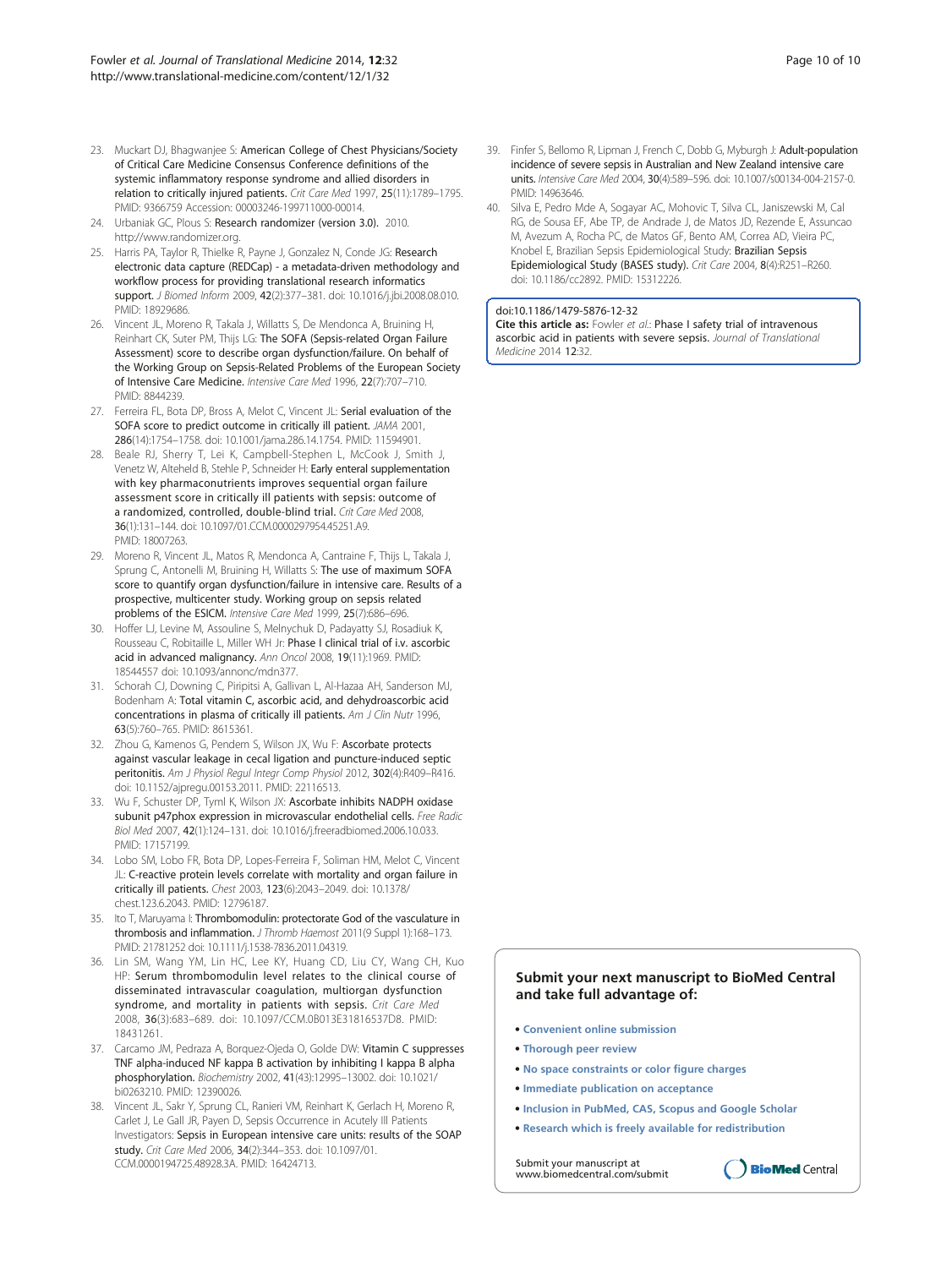23. Muckart DJ, Bhagwanjee S: **American College of Chest Physicians/Society of Critical Care Medicine Consensus Conference definitions of the systemic inflammatory response syndrome and allied disorders in relation to critically injured patients.** *Crit Care Med* 1997, **25**(11):1789–1795. PMID: 9366759 Accession: 00003246-199711000-00014.
24. Urbaniak GC, Plous S: **Research randomizer (version 3.0).** 2010. http://www.randomizer.org.
25. Harris PA, Taylor R, Thielke R, Payne J, Gonzalez N, Conde JG: **Research electronic data capture (REDCap) - a metadata-driven methodology and workflow process for providing translational research informatics support.** *J Biomed Inform* 2009, **42**(2):377–381. doi: 10.1016/j.jbi.2008.08.010. PMID: 18929686.
26. Vincent JL, Moreno R, Takala J, Willatts S, De Mendonca A, Bruining H, Reinhart CK, Suter PM, Thijs LG: **The SOFA (Sepsis-related Organ Failure Assessment) score to describe organ dysfunction/failure. On behalf of the Working Group on Sepsis-Related Problems of the European Society of Intensive Care Medicine.** *Intensive Care Med* 1996, **22**(7):707–710. PMID: 8844239.
27. Ferreira FL, Bota DP, Bross A, Melot C, Vincent JL: **Serial evaluation of the SOFA score to predict outcome in critically ill patient.** *JAMA* 2001, **286**(14):1754–1758. doi: 10.1001/jama.286.14.1754. PMID: 11594901.
28. Beale RJ, Sherry T, Lei K, Campbell-Stephen L, McCook J, Smith J, Venetz W, Alteheld B, Stehle P, Schneider H: **Early enteral supplementation with key pharmaconutrients improves sequential organ failure assessment score in critically ill patients with sepsis: outcome of a randomized, controlled, double-blind trial.** *Crit Care Med* 2008, **36**(1):131–144. doi: 10.1097/01.CCM.0000297954.45251.A9. PMID: 18007263.
29. Moreno R, Vincent JL, Matos R, Mendonca A, Cantraine F, Thijs L, Takala J, Sprung C, Antonelli M, Bruining H, Willatts S: **The use of maximum SOFA score to quantify organ dysfunction/failure in intensive care. Results of a prospective, multicenter study. Working group on sepsis related problems of the ESICM.** *Intensive Care Med* 1999, **25**(7):686–696.
30. Hoffer LJ, Levine M, Assouline S, Melnychuk D, Padayatty SJ, Rosadiuk K, Rousseau C, Robitaille L, Miller WH Jr: **Phase I clinical trial of i.v. ascorbic acid in advanced malignancy.** *Ann Oncol* 2008, **19**(11):1969. PMID: 18544557 doi: 10.1093/annonc/mdn377.
31. Schorah CJ, Downing C, Piripitsi A, Gallivan L, Al-Hazaa AH, Sanderson MJ, Bodenham A: **Total vitamin C, ascorbic acid, and dehydroascorbic acid concentrations in plasma of critically ill patients.** *Am J Clin Nutr* 1996, **63**(5):760–765. PMID: 8615361.
32. Zhou G, Kamenos G, Pendem S, Wilson JX, Wu F: **Ascorbate protects against vascular leakage in cecal ligation and puncture-induced septic peritonitis.** *Am J Physiol Regul Integr Comp Physiol* 2012, **302**(4):R409–R416. doi: 10.1152/ajpregu.00153.2011. PMID: 22116513.
33. Wu F, Schuster DP, Tyml K, Wilson JX: **Ascorbate inhibits NADPH oxidase subunit p47phox expression in microvascular endothelial cells.** *Free Radic Biol Med* 2007, **42**(1):124–131. doi: 10.1016/j.freeradbiomed.2006.10.033. PMID: 17157199.
34. Lobo SM, Lobo FR, Bota DP, Lopes-Ferreira F, Soliman HM, Melot C, Vincent JL: **C-reactive protein levels correlate with mortality and organ failure in critically ill patients.** *Chest* 2003, **123**(6):2043–2049. doi: 10.1378/chest.123.6.2043. PMID: 12796187.
35. Ito T, Maruyama I: **Thrombomodulin: protectorate God of the vasculature in thrombosis and inflammation.** *J Thromb Haemost* 2011(9 Suppl 1):168–173. PMID: 21781252 doi: 10.1111/j.1538-7836.2011.04319.
36. Lin SM, Wang YM, Lin HC, Lee KY, Huang CD, Liu CY, Wang CH, Kuo HP: **Serum thrombomodulin level relates to the clinical course of disseminated intravascular coagulation, multiorgan dysfunction syndrome, and mortality in patients with sepsis.** *Crit Care Med* 2008, **36**(3):683–689. doi: 10.1097/CCM.0B013E31816537D8. PMID: 18431261.
37. Carcamo JM, Pedraza A, Borquez-Ojeda O, Golde DW: **Vitamin C suppresses TNF alpha-induced NF kappa B activation by inhibiting I kappa B alpha phosphorylation.** *Biochemistry* 2002, **41**(43):12995–13002. doi: 10.1021/bi0263210. PMID: 12390026.
38. Vincent JL, Sakr Y, Sprung CL, Ranieri VM, Reinhart K, Gerlach H, Moreno R, Carlet J, Le Gall JR, Payen D, Sepsis Occurrence in Acutely Ill Patients Investigators: **Sepsis in European intensive care units: results of the SOAP study.** *Crit Care Med* 2006, **34**(2):344–353. doi: 10.1097/01.CCM.0000194725.48928.3A. PMID: 16424713.
39. Finfer S, Bellomo R, Lipman J, French C, Dobb G, Myburgh J: **Adult-population incidence of severe sepsis in Australian and New Zealand intensive care units.** *Intensive Care Med* 2004, **30**(4):589–596. doi: 10.1007/s00134-004-2157-0. PMID: 14963646.
40. Silva E, Pedro Mde A, Sogayar AC, Mohovic T, Silva CL, Janiszewski M, Cal RG, de Sousa EF, Abe TP, de Andrade J, de Matos JD, Rezende E, Assuncao M, Avezum A, Rocha PC, de Matos GF, Bento AM, Correa AD, Vieira PC, Knobel E, Brazilian Sepsis Epidemiological Study: **Brazilian Sepsis Epidemiological Study (BASES study).** *Crit Care* 2004, **8**(4):R251–R260. doi: 10.1186/cc2892. PMID: 15312226.

doi:10.1186/1479-5876-12-32

**Cite this article as:** Fowler *et al.*: Phase I safety trial of intravenous ascorbic acid in patients with severe sepsis. *Journal of Translational Medicine* 2014 **12**:32.

**Submit your next manuscript to BioMed Central and take full advantage of:**

- **Convenient online submission**
- **Thorough peer review**
- **No space constraints or color figure charges**
- **Immediate publication on acceptance**
- **Inclusion in PubMed, CAS, Scopus and Google Scholar**
- **Research which is freely available for redistribution**

Submit your manuscript at
www.biomedcentral.com/submit

BioMed Central